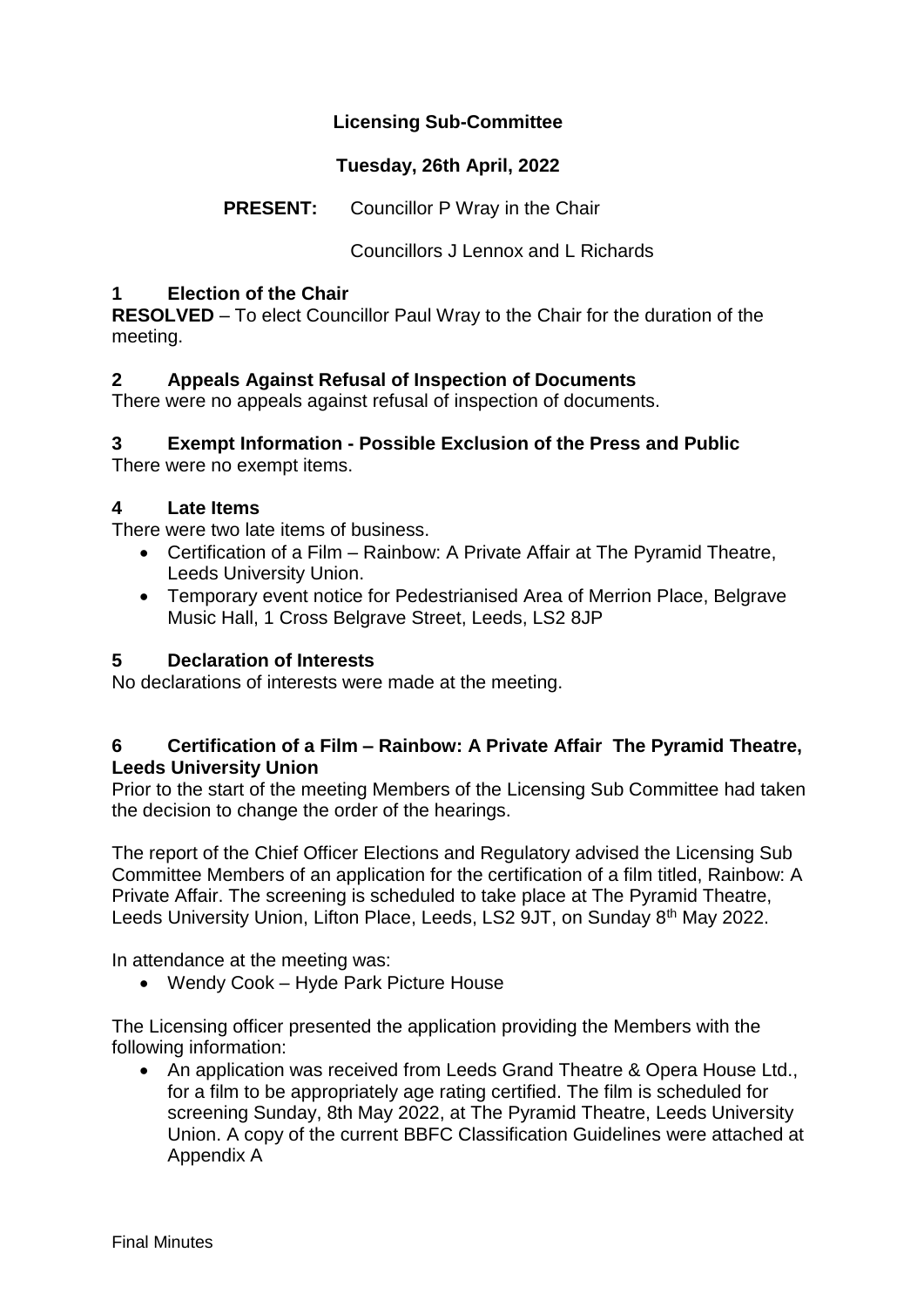# Licensing Sub-Committee

## Tuesday, 26th April, 2022

**PRESENT:** Councillor P Wray in the Chair

Councillors J Lennox and L Richards

### 1 Election of the Chair

**RESOLVED** – To elect Councillor Paul Wray to the Chair for the duration of the meeting.

### 2 Appeals Against Refusal of Inspection of Documents

There were no appeals against refusal of inspection of documents.

### 3 Exempt Information - Possible Exclusion of the Press and Public

There were no exempt items.

### 4 Late Items

There were two late items of business.

- Certification of a Film – Rainbow: A Private Affair at The Pyramid Theatre, Leeds University Union.
- Temporary event notice for Pedestrianised Area of Merrion Place, Belgrave Music Hall, 1 Cross Belgrave Street, Leeds, LS2 8JP

### 5 Declaration of Interests

No declarations of interests were made at the meeting.

### 6 Certification of a Film – Rainbow: A Private Affair The Pyramid Theatre, Leeds University Union

Prior to the start of the meeting Members of the Licensing Sub Committee had taken the decision to change the order of the hearings.

The report of the Chief Officer Elections and Regulatory advised the Licensing Sub Committee Members of an application for the certification of a film titled, Rainbow: A Private Affair. The screening is scheduled to take place at The Pyramid Theatre, Leeds University Union, Lifton Place, Leeds, LS2 9JT, on Sunday 8th May 2022.

In attendance at the meeting was:

- Wendy Cook – Hyde Park Picture House

The Licensing officer presented the application providing the Members with the following information:

- An application was received from Leeds Grand Theatre & Opera House Ltd., for a film to be appropriately age rating certified. The film is scheduled for screening Sunday, 8th May 2022, at The Pyramid Theatre, Leeds University Union. A copy of the current BBFC Classification Guidelines were attached at Appendix A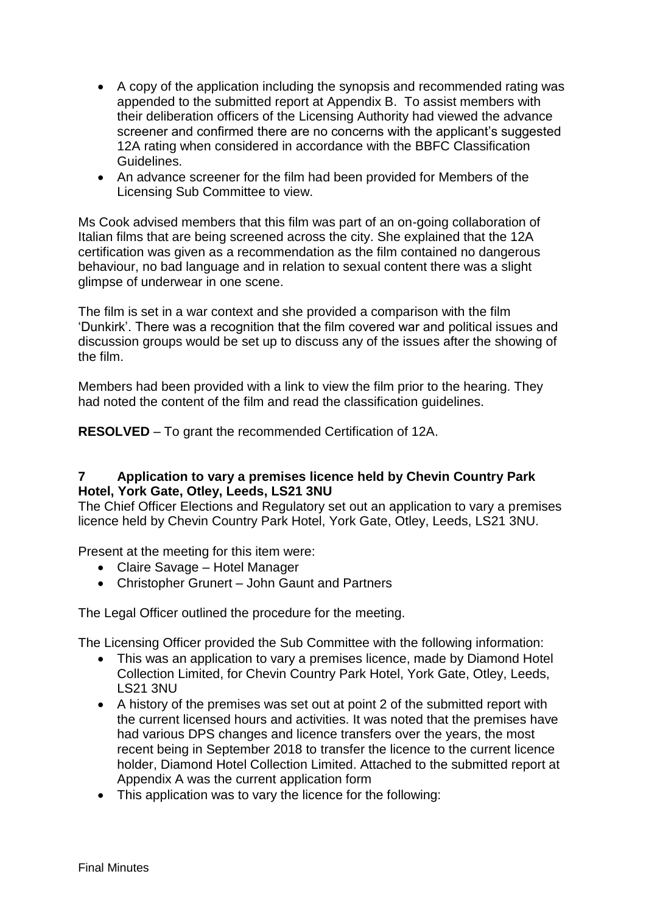- A copy of the application including the synopsis and recommended rating was appended to the submitted report at Appendix B. To assist members with their deliberation officers of the Licensing Authority had viewed the advance screener and confirmed there are no concerns with the applicant's suggested 12A rating when considered in accordance with the BBFC Classification Guidelines.
- An advance screener for the film had been provided for Members of the Licensing Sub Committee to view.

Ms Cook advised members that this film was part of an on-going collaboration of Italian films that are being screened across the city. She explained that the 12A certification was given as a recommendation as the film contained no dangerous behaviour, no bad language and in relation to sexual content there was a slight glimpse of underwear in one scene.

The film is set in a war context and she provided a comparison with the film 'Dunkirk'. There was a recognition that the film covered war and political issues and discussion groups would be set up to discuss any of the issues after the showing of the film.

Members had been provided with a link to view the film prior to the hearing. They had noted the content of the film and read the classification guidelines.

**RESOLVED** – To grant the recommended Certification of 12A.

## 7 Application to vary a premises licence held by Chevin Country Park Hotel, York Gate, Otley, Leeds, LS21 3NU

The Chief Officer Elections and Regulatory set out an application to vary a premises licence held by Chevin Country Park Hotel, York Gate, Otley, Leeds, LS21 3NU.

Present at the meeting for this item were:

- Claire Savage – Hotel Manager
- Christopher Grunert – John Gaunt and Partners

The Legal Officer outlined the procedure for the meeting.

The Licensing Officer provided the Sub Committee with the following information:

- This was an application to vary a premises licence, made by Diamond Hotel Collection Limited, for Chevin Country Park Hotel, York Gate, Otley, Leeds, LS21 3NU
- A history of the premises was set out at point 2 of the submitted report with the current licensed hours and activities. It was noted that the premises have had various DPS changes and licence transfers over the years, the most recent being in September 2018 to transfer the licence to the current licence holder, Diamond Hotel Collection Limited. Attached to the submitted report at Appendix A was the current application form
- This application was to vary the licence for the following: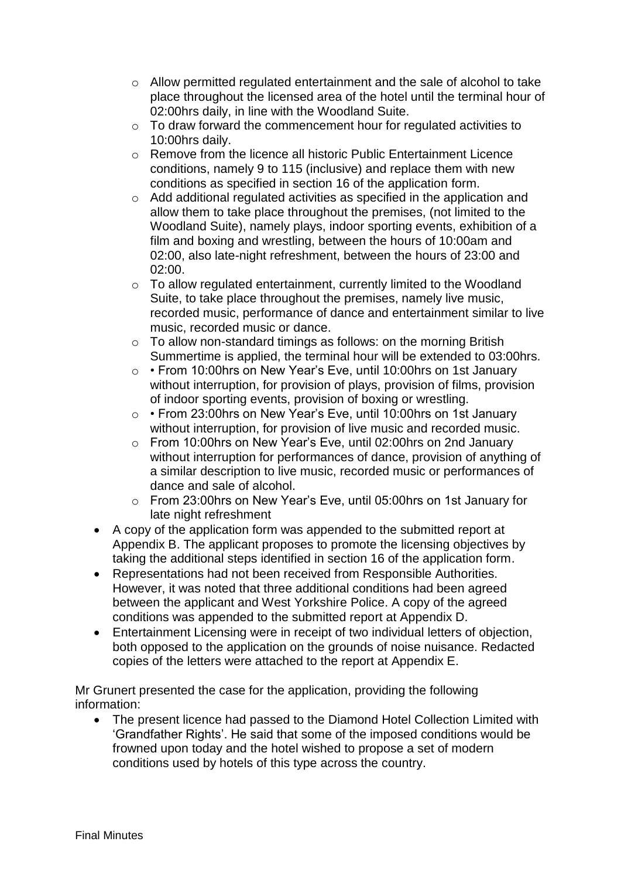- Allow permitted regulated entertainment and the sale of alcohol to take place throughout the licensed area of the hotel until the terminal hour of 02:00hrs daily, in line with the Woodland Suite.
  - To draw forward the commencement hour for regulated activities to 10:00hrs daily.
  - Remove from the licence all historic Public Entertainment Licence conditions, namely 9 to 115 (inclusive) and replace them with new conditions as specified in section 16 of the application form.
  - Add additional regulated activities as specified in the application and allow them to take place throughout the premises, (not limited to the Woodland Suite), namely plays, indoor sporting events, exhibition of a film and boxing and wrestling, between the hours of 10:00am and 02:00, also late-night refreshment, between the hours of 23:00 and 02:00.
  - To allow regulated entertainment, currently limited to the Woodland Suite, to take place throughout the premises, namely live music, recorded music, performance of dance and entertainment similar to live music, recorded music or dance.
  - To allow non-standard timings as follows: on the morning British Summertime is applied, the terminal hour will be extended to 03:00hrs.
  - • From 10:00hrs on New Year's Eve, until 10:00hrs on 1st January without interruption, for provision of plays, provision of films, provision of indoor sporting events, provision of boxing or wrestling.
  - • From 23:00hrs on New Year's Eve, until 10:00hrs on 1st January without interruption, for provision of live music and recorded music.
  - From 10:00hrs on New Year's Eve, until 02:00hrs on 2nd January without interruption for performances of dance, provision of anything of a similar description to live music, recorded music or performances of dance and sale of alcohol.
  - From 23:00hrs on New Year's Eve, until 05:00hrs on 1st January for late night refreshment
- A copy of the application form was appended to the submitted report at Appendix B. The applicant proposes to promote the licensing objectives by taking the additional steps identified in section 16 of the application form.
- Representations had not been received from Responsible Authorities. However, it was noted that three additional conditions had been agreed between the applicant and West Yorkshire Police. A copy of the agreed conditions was appended to the submitted report at Appendix D.
- Entertainment Licensing were in receipt of two individual letters of objection, both opposed to the application on the grounds of noise nuisance. Redacted copies of the letters were attached to the report at Appendix E.

Mr Grunert presented the case for the application, providing the following information:

- The present licence had passed to the Diamond Hotel Collection Limited with 'Grandfather Rights'. He said that some of the imposed conditions would be frowned upon today and the hotel wished to propose a set of modern conditions used by hotels of this type across the country.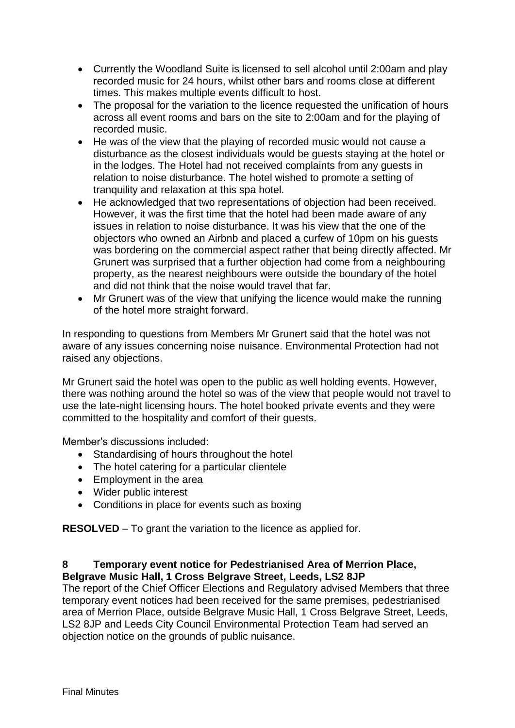- Currently the Woodland Suite is licensed to sell alcohol until 2:00am and play recorded music for 24 hours, whilst other bars and rooms close at different times. This makes multiple events difficult to host.
- The proposal for the variation to the licence requested the unification of hours across all event rooms and bars on the site to 2:00am and for the playing of recorded music.
- He was of the view that the playing of recorded music would not cause a disturbance as the closest individuals would be guests staying at the hotel or in the lodges. The Hotel had not received complaints from any guests in relation to noise disturbance. The hotel wished to promote a setting of tranquility and relaxation at this spa hotel.
- He acknowledged that two representations of objection had been received. However, it was the first time that the hotel had been made aware of any issues in relation to noise disturbance. It was his view that the one of the objectors who owned an Airbnb and placed a curfew of 10pm on his guests was bordering on the commercial aspect rather that being directly affected. Mr Grunert was surprised that a further objection had come from a neighbouring property, as the nearest neighbours were outside the boundary of the hotel and did not think that the noise would travel that far.
- Mr Grunert was of the view that unifying the licence would make the running of the hotel more straight forward.

In responding to questions from Members Mr Grunert said that the hotel was not aware of any issues concerning noise nuisance. Environmental Protection had not raised any objections.

Mr Grunert said the hotel was open to the public as well holding events. However, there was nothing around the hotel so was of the view that people would not travel to use the late-night licensing hours. The hotel booked private events and they were committed to the hospitality and comfort of their guests.

Member's discussions included:

- Standardising of hours throughout the hotel
- The hotel catering for a particular clientele
- Employment in the area
- Wider public interest
- Conditions in place for events such as boxing

**RESOLVED** – To grant the variation to the licence as applied for.

## 8 Temporary event notice for Pedestrianised Area of Merrion Place, Belgrave Music Hall, 1 Cross Belgrave Street, Leeds, LS2 8JP

The report of the Chief Officer Elections and Regulatory advised Members that three temporary event notices had been received for the same premises, pedestrianised area of Merrion Place, outside Belgrave Music Hall, 1 Cross Belgrave Street, Leeds, LS2 8JP and Leeds City Council Environmental Protection Team had served an objection notice on the grounds of public nuisance.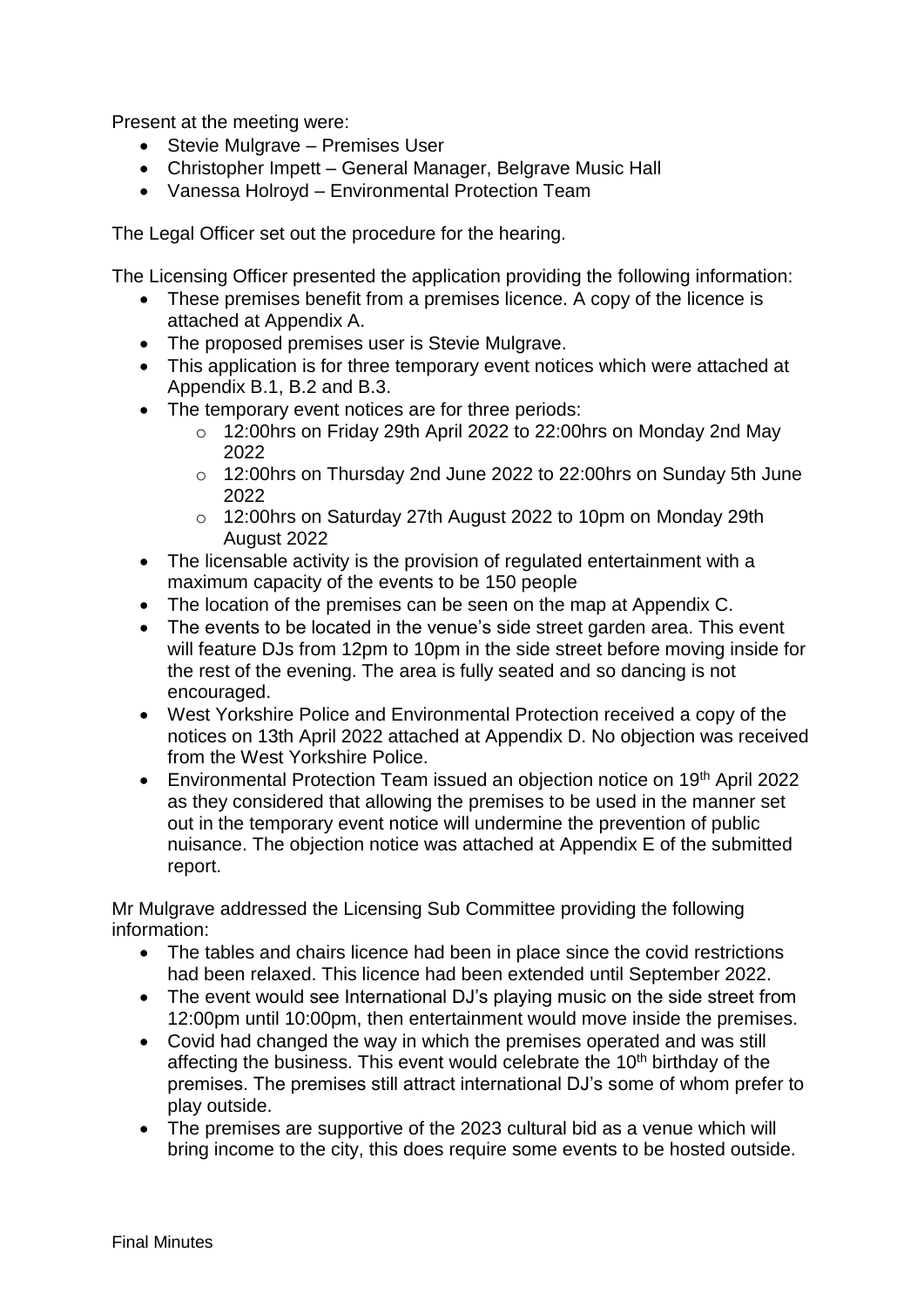Present at the meeting were:

- Stevie Mulgrave – Premises User
- Christopher Impett – General Manager, Belgrave Music Hall
- Vanessa Holroyd – Environmental Protection Team

The Legal Officer set out the procedure for the hearing.

The Licensing Officer presented the application providing the following information:

- These premises benefit from a premises licence. A copy of the licence is attached at Appendix A.
- The proposed premises user is Stevie Mulgrave.
- This application is for three temporary event notices which were attached at Appendix B.1, B.2 and B.3.
- The temporary event notices are for three periods:
  - 12:00hrs on Friday 29th April 2022 to 22:00hrs on Monday 2nd May 2022
  - 12:00hrs on Thursday 2nd June 2022 to 22:00hrs on Sunday 5th June 2022
  - 12:00hrs on Saturday 27th August 2022 to 10pm on Monday 29th August 2022
- The licensable activity is the provision of regulated entertainment with a maximum capacity of the events to be 150 people
- The location of the premises can be seen on the map at Appendix C.
- The events to be located in the venue's side street garden area. This event will feature DJs from 12pm to 10pm in the side street before moving inside for the rest of the evening. The area is fully seated and so dancing is not encouraged.
- West Yorkshire Police and Environmental Protection received a copy of the notices on 13th April 2022 attached at Appendix D. No objection was received from the West Yorkshire Police.
- Environmental Protection Team issued an objection notice on 19th April 2022 as they considered that allowing the premises to be used in the manner set out in the temporary event notice will undermine the prevention of public nuisance. The objection notice was attached at Appendix E of the submitted report.

Mr Mulgrave addressed the Licensing Sub Committee providing the following information:

- The tables and chairs licence had been in place since the covid restrictions had been relaxed. This licence had been extended until September 2022.
- The event would see International DJ's playing music on the side street from 12:00pm until 10:00pm, then entertainment would move inside the premises.
- Covid had changed the way in which the premises operated and was still affecting the business. This event would celebrate the 10th birthday of the premises. The premises still attract international DJ's some of whom prefer to play outside.
- The premises are supportive of the 2023 cultural bid as a venue which will bring income to the city, this does require some events to be hosted outside.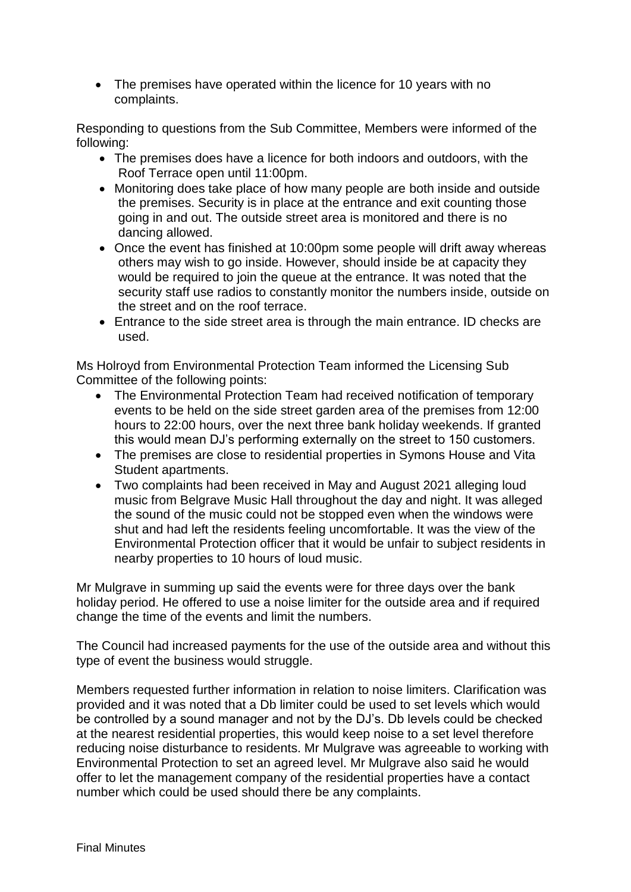- The premises have operated within the licence for 10 years with no complaints.

Responding to questions from the Sub Committee, Members were informed of the following:

- The premises does have a licence for both indoors and outdoors, with the Roof Terrace open until 11:00pm.
- Monitoring does take place of how many people are both inside and outside the premises. Security is in place at the entrance and exit counting those going in and out. The outside street area is monitored and there is no dancing allowed.
- Once the event has finished at 10:00pm some people will drift away whereas others may wish to go inside. However, should inside be at capacity they would be required to join the queue at the entrance. It was noted that the security staff use radios to constantly monitor the numbers inside, outside on the street and on the roof terrace.
- Entrance to the side street area is through the main entrance. ID checks are used.

Ms Holroyd from Environmental Protection Team informed the Licensing Sub Committee of the following points:

- The Environmental Protection Team had received notification of temporary events to be held on the side street garden area of the premises from 12:00 hours to 22:00 hours, over the next three bank holiday weekends. If granted this would mean DJ's performing externally on the street to 150 customers.
- The premises are close to residential properties in Symons House and Vita Student apartments.
- Two complaints had been received in May and August 2021 alleging loud music from Belgrave Music Hall throughout the day and night. It was alleged the sound of the music could not be stopped even when the windows were shut and had left the residents feeling uncomfortable. It was the view of the Environmental Protection officer that it would be unfair to subject residents in nearby properties to 10 hours of loud music.

Mr Mulgrave in summing up said the events were for three days over the bank holiday period. He offered to use a noise limiter for the outside area and if required change the time of the events and limit the numbers.

The Council had increased payments for the use of the outside area and without this type of event the business would struggle.

Members requested further information in relation to noise limiters. Clarification was provided and it was noted that a Db limiter could be used to set levels which would be controlled by a sound manager and not by the DJ's. Db levels could be checked at the nearest residential properties, this would keep noise to a set level therefore reducing noise disturbance to residents. Mr Mulgrave was agreeable to working with Environmental Protection to set an agreed level. Mr Mulgrave also said he would offer to let the management company of the residential properties have a contact number which could be used should there be any complaints.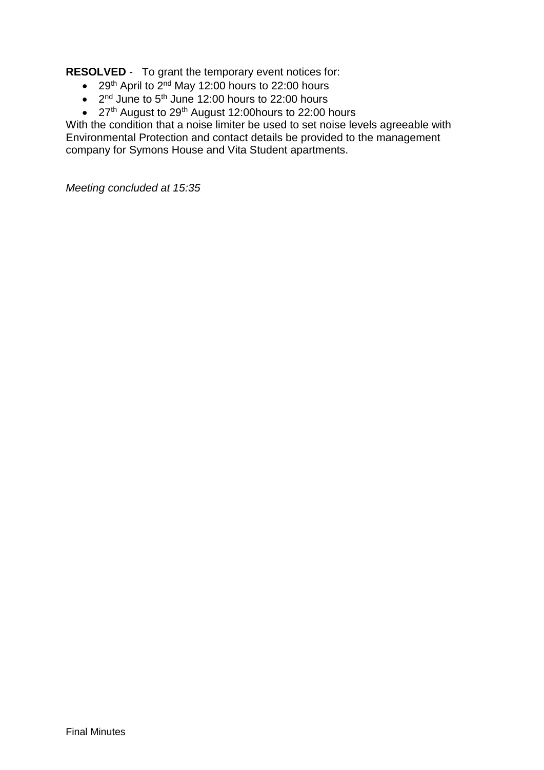**RESOLVED** - To grant the temporary event notices for:

- 29th April to 2nd May 12:00 hours to 22:00 hours
- 2nd June to 5th June 12:00 hours to 22:00 hours
- 27th August to 29th August 12:00hours to 22:00 hours

With the condition that a noise limiter be used to set noise levels agreeable with Environmental Protection and contact details be provided to the management company for Symons House and Vita Student apartments.

*Meeting concluded at 15:35*